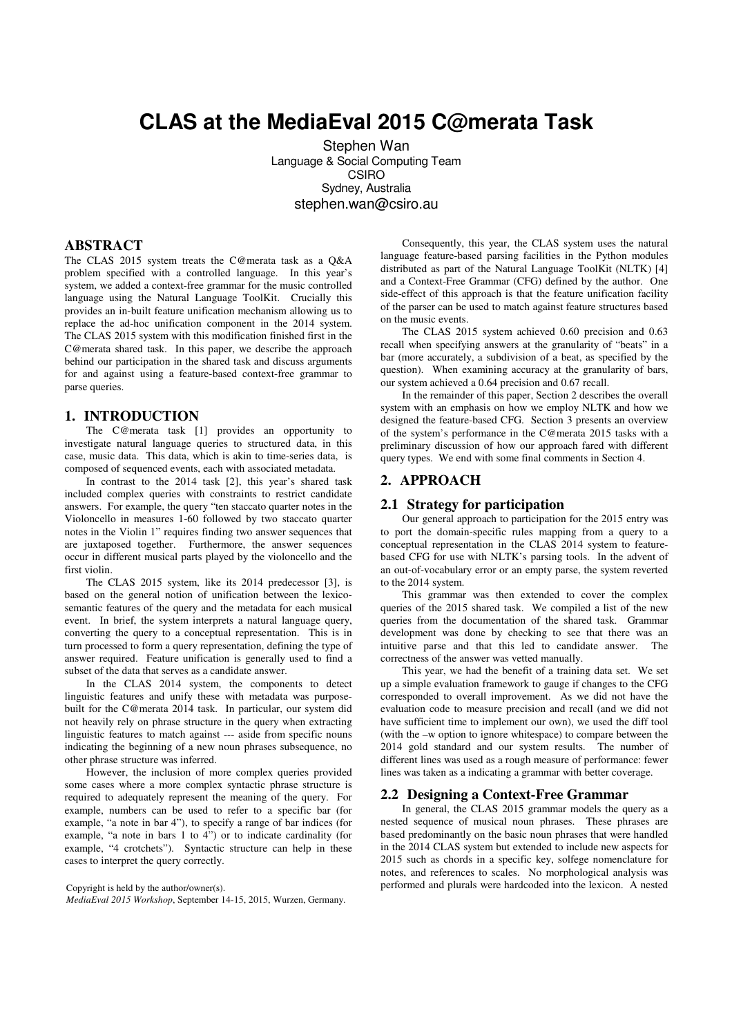# CLAS at the MediaEval 2015 C@merata Task

Stephen Wan
Language & Social Computing Team
CSIRO
Sydney, Australia
stephen.wan@csiro.au

## ABSTRACT

The CLAS 2015 system treats the C@merata task as a Q&A problem specified with a controlled language. In this year's system, we added a context-free grammar for the music controlled language using the Natural Language ToolKit. Crucially this provides an in-built feature unification mechanism allowing us to replace the ad-hoc unification component in the 2014 system. The CLAS 2015 system with this modification finished first in the C@merata shared task. In this paper, we describe the approach behind our participation in the shared task and discuss arguments for and against using a feature-based context-free grammar to parse queries.

## 1. INTRODUCTION

The C@merata task [1] provides an opportunity to investigate natural language queries to structured data, in this case, music data. This data, which is akin to time-series data, is composed of sequenced events, each with associated metadata.

In contrast to the 2014 task [2], this year's shared task included complex queries with constraints to restrict candidate answers. For example, the query "ten staccato quarter notes in the Violoncello in measures 1-60 followed by two staccato quarter notes in the Violin 1" requires finding two answer sequences that are juxtaposed together. Furthermore, the answer sequences occur in different musical parts played by the violoncello and the first violin.

The CLAS 2015 system, like its 2014 predecessor [3], is based on the general notion of unification between the lexico-semantic features of the query and the metadata for each musical event. In brief, the system interprets a natural language query, converting the query to a conceptual representation. This is in turn processed to form a query representation, defining the type of answer required. Feature unification is generally used to find a subset of the data that serves as a candidate answer.

In the CLAS 2014 system, the components to detect linguistic features and unify these with metadata was purpose-built for the C@merata 2014 task. In particular, our system did not heavily rely on phrase structure in the query when extracting linguistic features to match against --- aside from specific nouns indicating the beginning of a new noun phrases subsequence, no other phrase structure was inferred.

However, the inclusion of more complex queries provided some cases where a more complex syntactic phrase structure is required to adequately represent the meaning of the query. For example, numbers can be used to refer to a specific bar (for example, "a note in bar 4"), to specify a range of bar indices (for example, "a note in bars 1 to 4") or to indicate cardinality (for example, "4 crotchets"). Syntactic structure can help in these cases to interpret the query correctly.

Copyright is held by the author/owner(s).
*MediaEval 2015 Workshop*, September 14-15, 2015, Wurzen, Germany.

Consequently, this year, the CLAS system uses the natural language feature-based parsing facilities in the Python modules distributed as part of the Natural Language ToolKit (NLTK) [4] and a Context-Free Grammar (CFG) defined by the author. One side-effect of this approach is that the feature unification facility of the parser can be used to match against feature structures based on the music events.

The CLAS 2015 system achieved 0.60 precision and 0.63 recall when specifying answers at the granularity of "beats" in a bar (more accurately, a subdivision of a beat, as specified by the question). When examining accuracy at the granularity of bars, our system achieved a 0.64 precision and 0.67 recall.

In the remainder of this paper, Section 2 describes the overall system with an emphasis on how we employ NLTK and how we designed the feature-based CFG. Section 3 presents an overview of the system's performance in the C@merata 2015 tasks with a preliminary discussion of how our approach fared with different query types. We end with some final comments in Section 4.

## 2. APPROACH

### 2.1 Strategy for participation

Our general approach to participation for the 2015 entry was to port the domain-specific rules mapping from a query to a conceptual representation in the CLAS 2014 system to feature-based CFG for use with NLTK's parsing tools. In the advent of an out-of-vocabulary error or an empty parse, the system reverted to the 2014 system.

This grammar was then extended to cover the complex queries of the 2015 shared task. We compiled a list of the new queries from the documentation of the shared task. Grammar development was done by checking to see that there was an intuitive parse and that this led to candidate answer. The correctness of the answer was vetted manually.

This year, we had the benefit of a training data set. We set up a simple evaluation framework to gauge if changes to the CFG corresponded to overall improvement. As we did not have the evaluation code to measure precision and recall (and we did not have sufficient time to implement our own), we used the diff tool (with the –w option to ignore whitespace) to compare between the 2014 gold standard and our system results. The number of different lines was used as a rough measure of performance: fewer lines was taken as a indicating a grammar with better coverage.

### 2.2 Designing a Context-Free Grammar

In general, the CLAS 2015 grammar models the query as a nested sequence of musical noun phrases. These phrases are based predominantly on the basic noun phrases that were handled in the 2014 CLAS system but extended to include new aspects for 2015 such as chords in a specific key, solfege nomenclature for notes, and references to scales. No morphological analysis was performed and plurals were hardcoded into the lexicon. A nested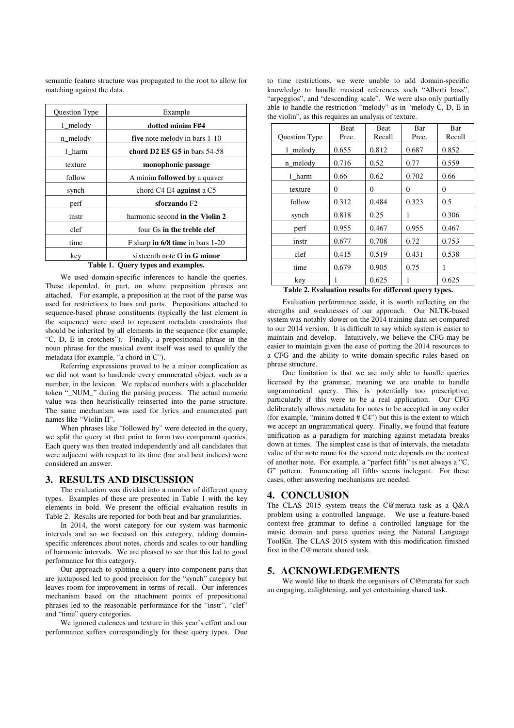semantic feature structure was propagated to the root to allow for matching against the data.

| Question Type | Example |
| --- | --- |
| 1_melody | **dotted minim F#4** |
| n_melody | **five** note melody in bars 1-10 |
| 1_harm | **chord D2 E5 G5** in bars 54-58 |
| texture | **monophonic passage** |
| follow | A minim **followed by** a quaver |
| synch | chord C4 E4 **against** a C5 |
| perf | **sforzando** F2 |
| instr | harmonic second **in the Violin 2** |
| clef | four Gs **in the treble clef** |
| time | F sharp **in 6/8 time** in bars 1-20 |
| key | sixteenth note G **in G minor** |

**Table 1. Query types and examples.**

We used domain-specific inferences to handle the queries. These depended, in part, on where preposition phrases are attached. For example, a preposition at the root of the parse was used for restrictions to bars and parts. Prepositions attached to sequence-based phrase constituents (typically the last element in the sequence) were used to represent metadata constraints that should be inherited by all elements in the sequence (for example, "C, D, E in crotchets"). Finally, a prepositional phrase in the noun phrase for the musical event itself was used to qualify the metadata (for example, "a chord in C").

Referring expressions proved to be a minor complication as we did not want to hardcode every enumerated object, such as a number, in the lexicon. We replaced numbers with a placeholder token "_NUM_" during the parsing process. The actual numeric value was then heuristically reinserted into the parse structure. The same mechanism was used for lyrics and enumerated part names like "Violin II".

When phrases like "followed by" were detected in the query, we split the query at that point to form two component queries. Each query was then treated independently and all candidates that were adjacent with respect to its time (bar and beat indices) were considered an answer.

## 3. RESULTS AND DISCUSSION

The evaluation was divided into a number of different query types. Examples of these are presented in Table 1 with the key elements in bold. We present the official evaluation results in Table 2. Results are reported for both beat and bar granularities.

In 2014, the worst category for our system was harmonic intervals and so we focused on this category, adding domain-specific inferences about notes, chords and scales to our handling of harmonic intervals. We are pleased to see that this led to good performance for this category.

Our approach to splitting a query into component parts that are juxtaposed led to good precision for the "synch" category but leaves room for improvement in terms of recall. Our inferences mechanism based on the attachment points of prepositional phrases led to the reasonable performance for the "instr", "clef" and "time" query categories.

We ignored cadences and texture in this year's effort and our performance suffers correspondingly for these query types. Due to time restrictions, we were unable to add domain-specific knowledge to handle musical references such "Alberti bass", "arpeggios", and "descending scale". We were also only partially able to handle the restriction "melody" as in "melody C, D, E in the violin", as this requires an analysis of texture.

| Question Type | Beat Prec. | Beat Recall | Bar Prec. | Bar Recall |
| --- | --- | --- | --- | --- |
| 1_melody | 0.655 | 0.812 | 0.687 | 0.852 |
| n_melody | 0.716 | 0.52 | 0.77 | 0.559 |
| 1_harm | 0.66 | 0.62 | 0.702 | 0.66 |
| texture | 0 | 0 | 0 | 0 |
| follow | 0.312 | 0.484 | 0.323 | 0.5 |
| synch | 0.818 | 0.25 | 1 | 0.306 |
| perf | 0.955 | 0.467 | 0.955 | 0.467 |
| instr | 0.677 | 0.708 | 0.72 | 0.753 |
| clef | 0.415 | 0.519 | 0.431 | 0.538 |
| time | 0.679 | 0.905 | 0.75 | 1 |
| key | 1 | 0.625 | 1 | 0.625 |

**Table 2. Evaluation results for different query types.**

Evaluation performance aside, it is worth reflecting on the strengths and weaknesses of our approach. Our NLTK-based system was notably slower on the 2014 training data set compared to our 2014 version. It is difficult to say which system is easier to maintain and develop. Intuitively, we believe the CFG may be easier to maintain given the ease of porting the 2014 resources to a CFG and the ability to write domain-specific rules based on phrase structure.

One limitation is that we are only able to handle queries licensed by the grammar, meaning we are unable to handle ungrammatical query. This is potentially too prescriptive, particularly if this were to be a real application. Our CFG deliberately allows metadata for notes to be accepted in any order (for example, "minim dotted # C4") but this is the extent to which we accept an ungrammatical query. Finally, we found that feature unification as a paradigm for matching against metadata breaks down at times. The simplest case is that of intervals, the metadata value of the note name for the second note depends on the context of another note. For example, a "perfect fifth" is not always a "C, G" pattern. Enumerating all fifths seems inelegant. For these cases, other answering mechanisms are needed.

## 4. CONCLUSION

The CLAS 2015 system treats the C@merata task as a Q&A problem using a controlled language. We use a feature-based context-free grammar to define a controlled language for the music domain and parse queries using the Natural Language ToolKit. The CLAS 2015 system with this modification finished first in the C@merata shared task.

## 5. ACKNOWLEDGEMENTS

We would like to thank the organisers of C@merata for such an engaging, enlightening, and yet entertaining shared task.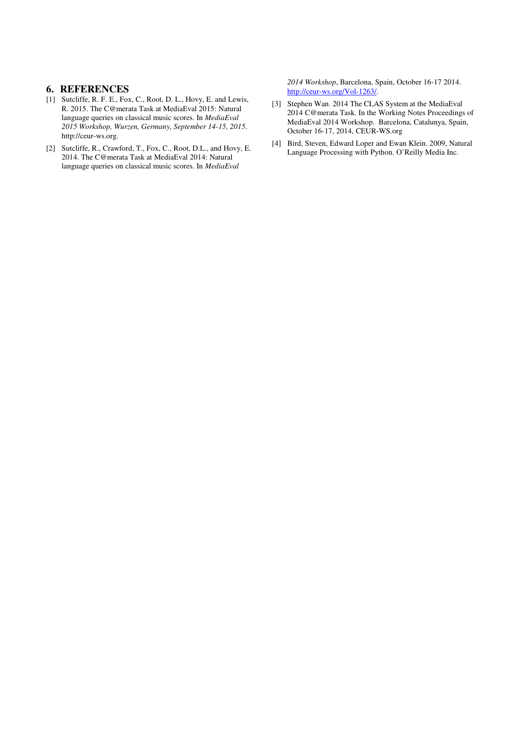## 6. REFERENCES

[1] Sutcliffe, R. F. E., Fox, C., Root, D. L., Hovy, E. and Lewis, R. 2015. The C@merata Task at MediaEval 2015: Natural language queries on classical music scores. In *MediaEval 2015 Workshop, Wurzen, Germany, September 14-15, 2015*. http://ceur-ws.org.

[2] Sutcliffe, R., Crawford, T., Fox, C., Root, D.L., and Hovy, E. 2014. The C@merata Task at MediaEval 2014: Natural language queries on classical music scores. In *MediaEval 2014 Workshop*, Barcelona, Spain, October 16-17 2014. http://ceur-ws.org/Vol-1263/.

[3] Stephen Wan. 2014 The CLAS System at the MediaEval 2014 C@merata Task. In the Working Notes Proceedings of MediaEval 2014 Workshop. Barcelona, Catalunya, Spain, October 16-17, 2014, CEUR-WS.org

[4] Bird, Steven, Edward Loper and Ewan Klein. 2009, Natural Language Processing with Python. O'Reilly Media Inc.